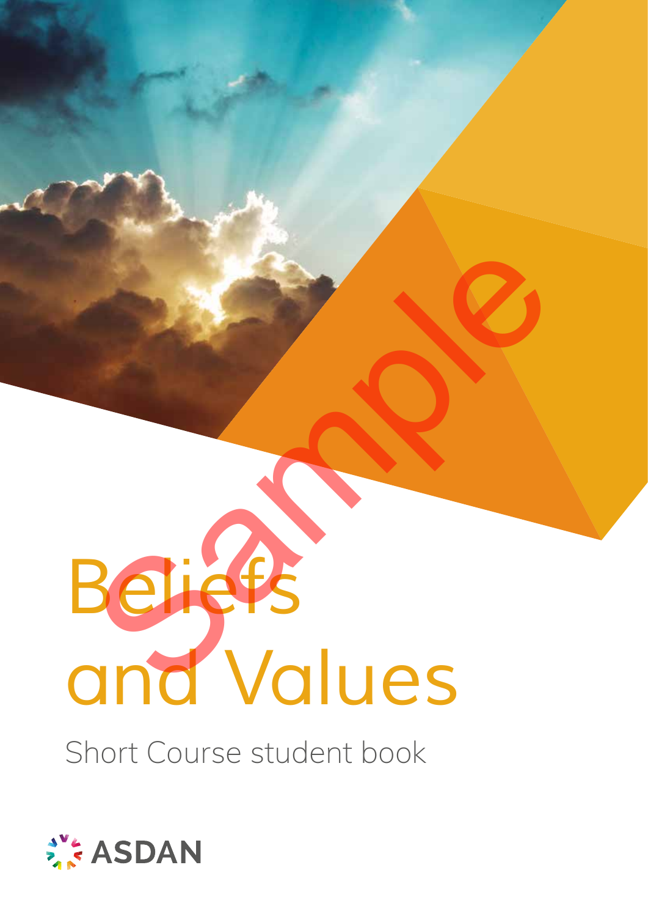# Beliefs and Values

Short Course student book

ASDAN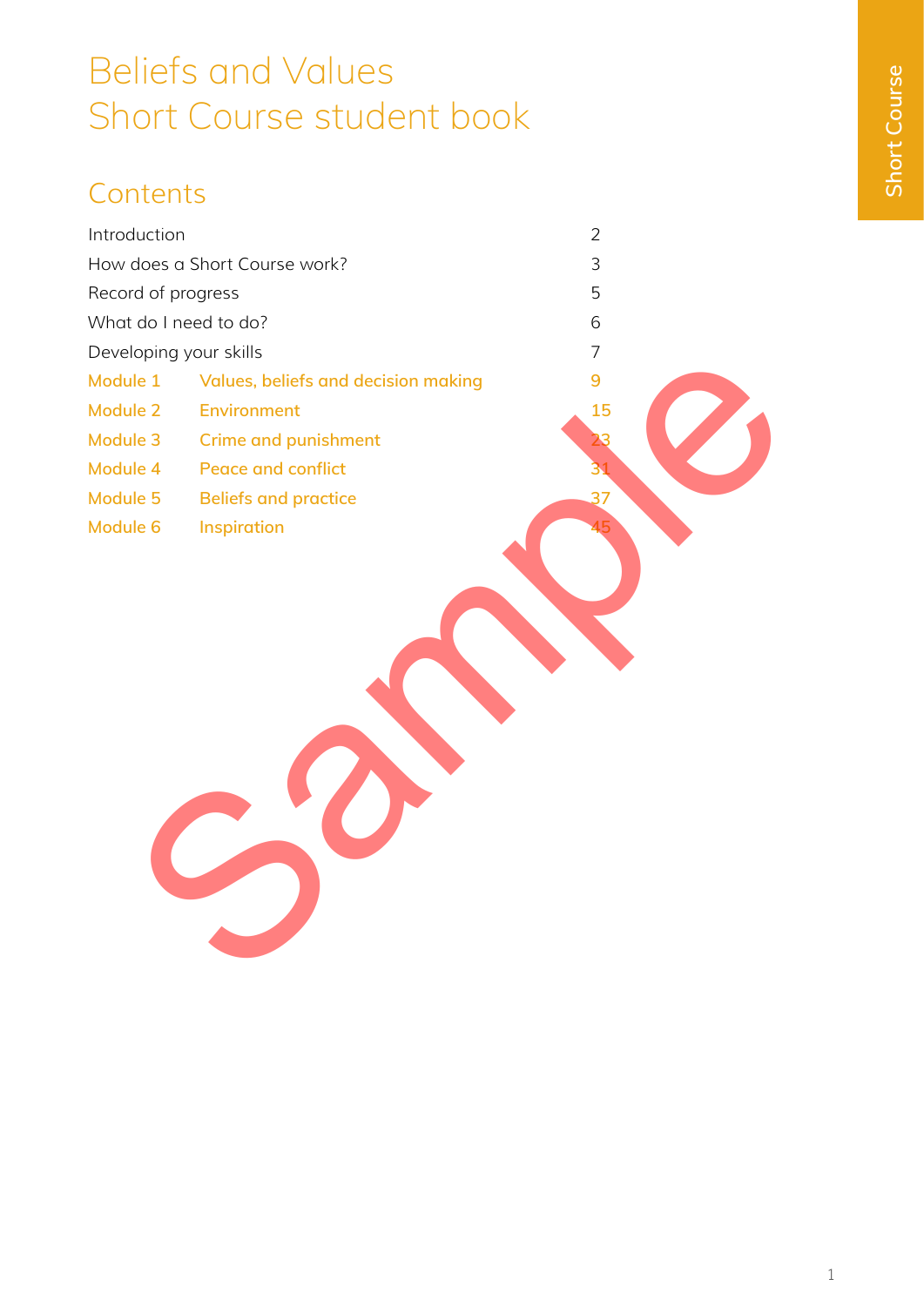# Beliefs and Values
# Short Course student book

## Contents

| | | |
|---|---|---|
| Introduction | | 2 |
| How does a Short Course work? | | 3 |
| Record of progress | | 5 |
| What do I need to do? | | 6 |
| Developing your skills | | 7 |
| Module 1 | Values, beliefs and decision making | 9 |
| Module 2 | Environment | 15 |
| Module 3 | Crime and punishment | 23 |
| Module 4 | Peace and conflict | 31 |
| Module 5 | Beliefs and practice | 37 |
| Module 6 | Inspiration | 45 |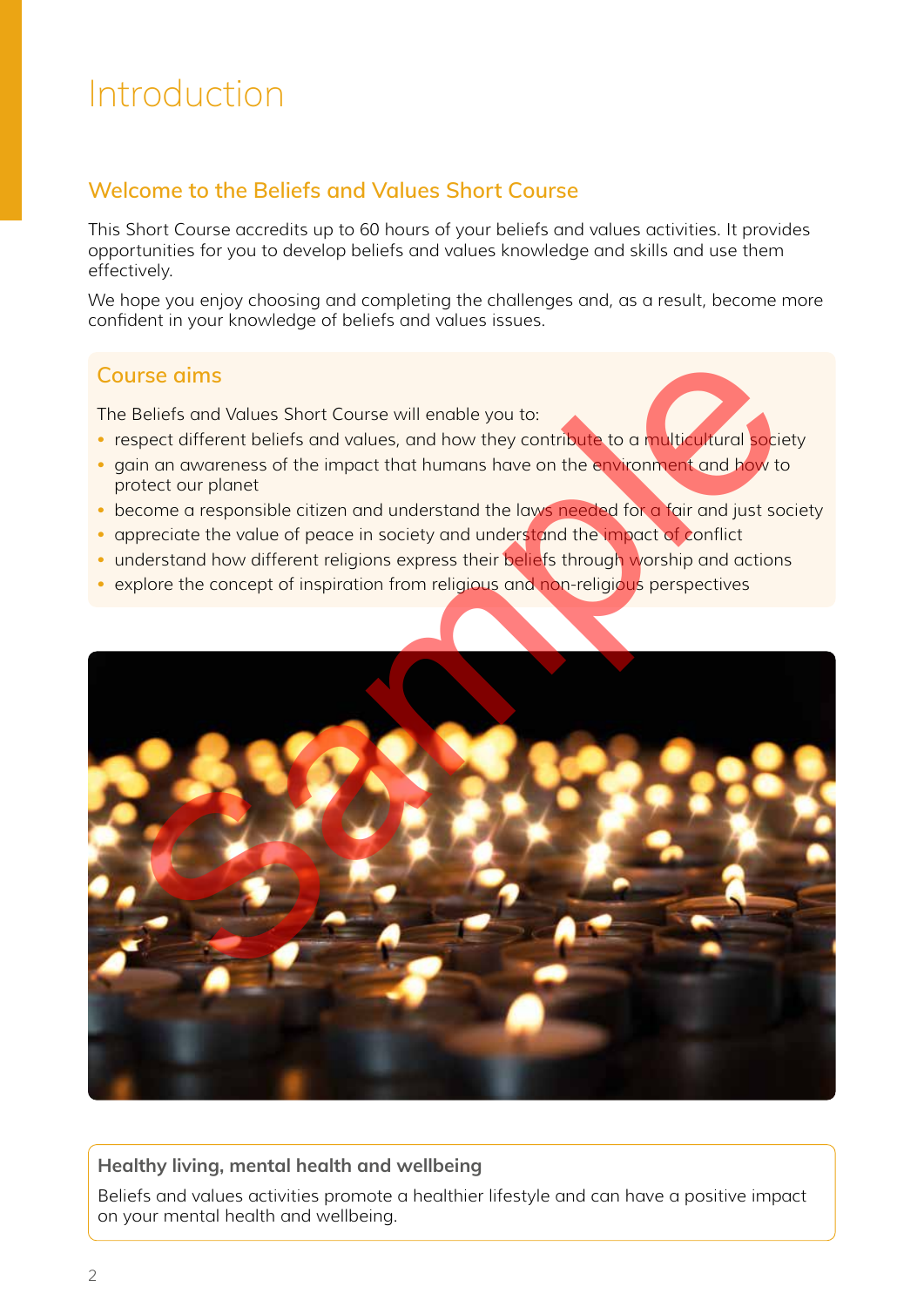# Introduction

## Welcome to the Beliefs and Values Short Course

This Short Course accredits up to 60 hours of your beliefs and values activities. It provides opportunities for you to develop beliefs and values knowledge and skills and use them effectively.

We hope you enjoy choosing and completing the challenges and, as a result, become more confident in your knowledge of beliefs and values issues.

### Course aims

The Beliefs and Values Short Course will enable you to:

- respect different beliefs and values, and how they contribute to a multicultural society
- gain an awareness of the impact that humans have on the environment and how to protect our planet
- become a responsible citizen and understand the laws needed for a fair and just society
- appreciate the value of peace in society and understand the impact of conflict
- understand how different religions express their beliefs through worship and actions
- explore the concept of inspiration from religious and non-religious perspectives

### Healthy living, mental health and wellbeing

Beliefs and values activities promote a healthier lifestyle and can have a positive impact on your mental health and wellbeing.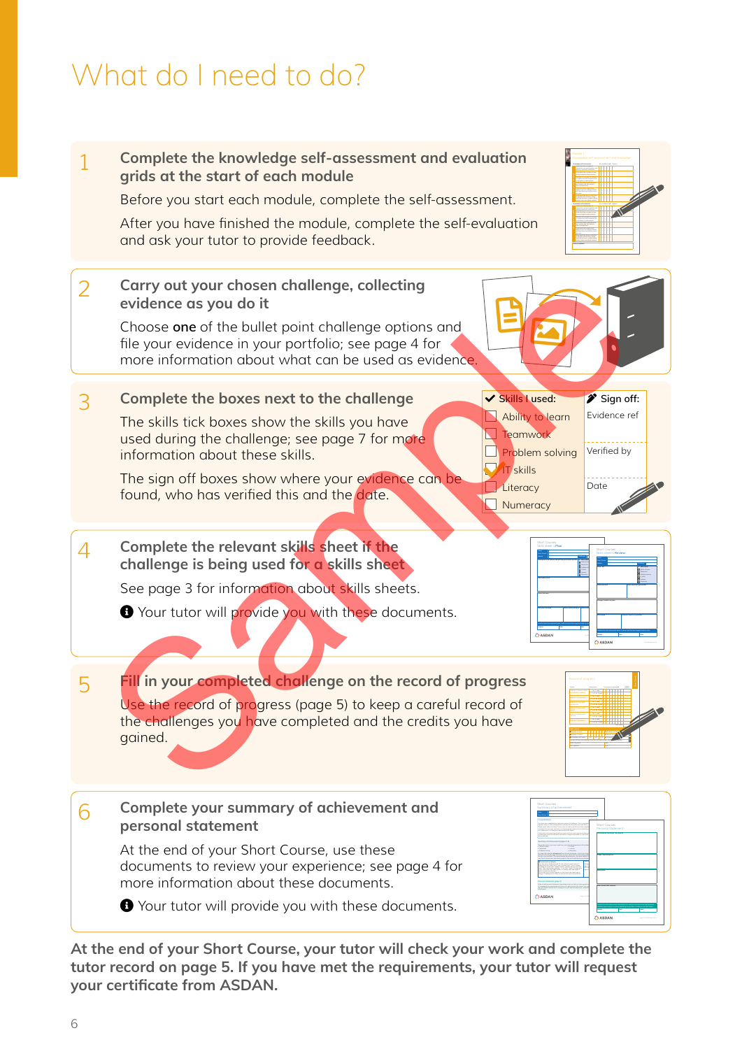# What do I need to do?

1 **Complete the knowledge self-assessment and evaluation grids at the start of each module**

Before you start each module, complete the self-assessment.

After you have finished the module, complete the self-evaluation and ask your tutor to provide feedback.

2 **Carry out your chosen challenge, collecting evidence as you do it**

Choose **one** of the bullet point challenge options and file your evidence in your portfolio; see page 4 for more information about what can be used as evidence.

3 **Complete the boxes next to the challenge**

The skills tick boxes show the skills you have used during the challenge; see page 7 for more information about these skills.

The sign off boxes show where your evidence can be found, who has verified this and the date.

| ✔ Skills I used: | Sign off: |
|---|---|
| ☐ Ability to learn | Evidence ref |
| ☐ Teamwork | |
| ☐ Problem solving | Verified by |
| ☑ IT skills | |
| ☐ Literacy | Date |
| ☐ Numeracy | |

4 **Complete the relevant skills sheet if the challenge is being used for a skills sheet**

See page 3 for information about skills sheets.

Your tutor will provide you with these documents.

5 **Fill in your completed challenge on the record of progress**

Use the record of progress (page 5) to keep a careful record of the challenges you have completed and the credits you have gained.

6 **Complete your summary of achievement and personal statement**

At the end of your Short Course, use these documents to review your experience; see page 4 for more information about these documents.

Your tutor will provide you with these documents.

**At the end of your Short Course, your tutor will check your work and complete the tutor record on page 5. If you have met the requirements, your tutor will request your certificate from ASDAN.**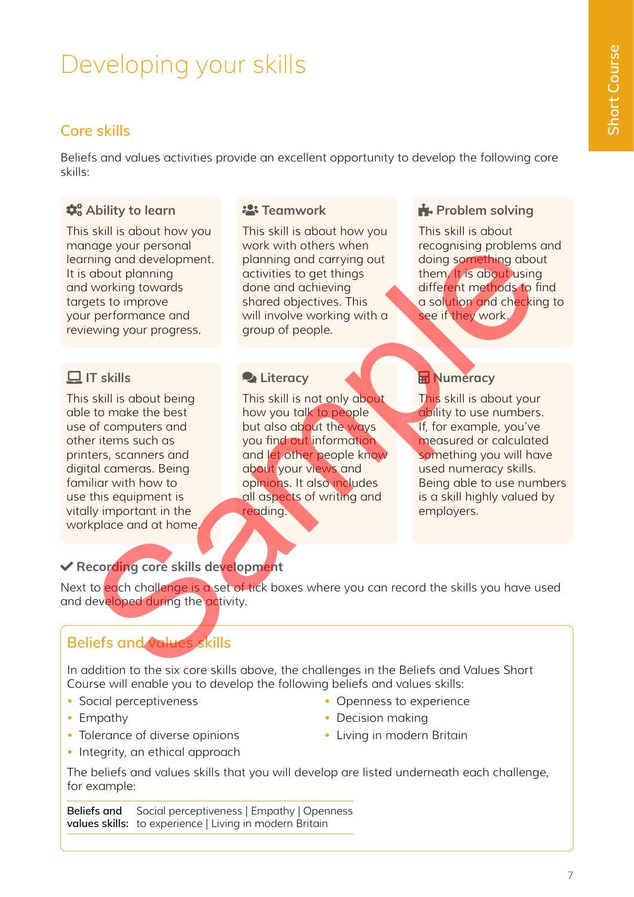# Developing your skills

## Core skills

Beliefs and values activities provide an excellent opportunity to develop the following core skills:

### Ability to learn

This skill is about how you manage your personal learning and development. It is about planning and working towards targets to improve your performance and reviewing your progress.

### Teamwork

This skill is about how you work with others when planning and carrying out activities to get things done and achieving shared objectives. This will involve working with a group of people.

### Problem solving

This skill is about recognising problems and doing something about them. It is about using different methods to find a solution and checking to see if they work.

### IT skills

This skill is about being able to make the best use of computers and other items such as printers, scanners and digital cameras. Being familiar with how to use this equipment is vitally important in the workplace and at home.

### Literacy

This skill is not only about how you talk to people but also about the ways you find out information and let other people know about your views and opinions. It also includes all aspects of writing and reading.

### Numeracy

This skill is about your ability to use numbers. If, for example, you've measured or calculated something you will have used numeracy skills. Being able to use numbers is a skill highly valued by employers.

### ✔ Recording core skills development

Next to each challenge is a set of tick boxes where you can record the skills you have used and developed during the activity.

## Beliefs and values skills

In addition to the six core skills above, the challenges in the Beliefs and Values Short Course will enable you to develop the following beliefs and values skills:

- Social perceptiveness
- Empathy
- Tolerance of diverse opinions
- Integrity, an ethical approach
- Openness to experience
- Decision making
- Living in modern Britain

The beliefs and values skills that you will develop are listed underneath each challenge, for example:

| Beliefs and values skills: | Social perceptiveness \| Empathy \| Openness to experience \| Living in modern Britain |
|---|---|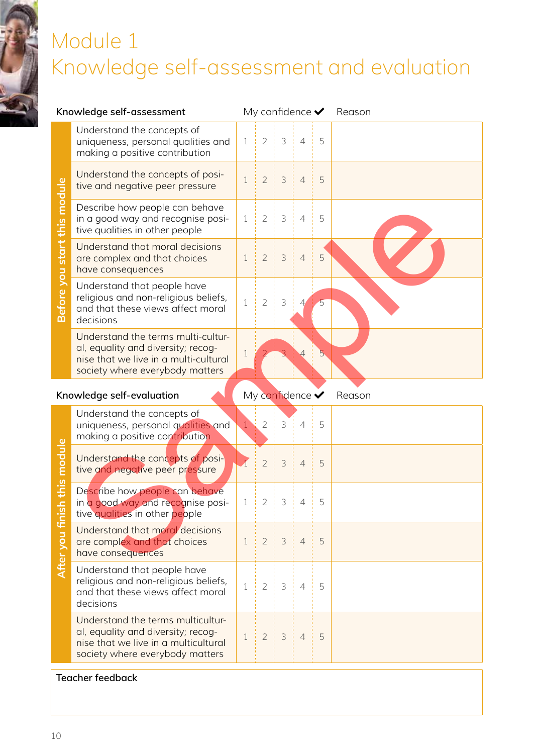# Module 1
# Knowledge self-assessment and evaluation

| | Knowledge self-assessment | My confidence ✔ | | | | | Reason |
|---|---|---|---|---|---|---|---|
| Before you start this module | Understand the concepts of uniqueness, personal qualities and making a positive contribution | 1 | 2 | 3 | 4 | 5 | |
| | Understand the concepts of positive and negative peer pressure | 1 | 2 | 3 | 4 | 5 | |
| | Describe how people can behave in a good way and recognise positive qualities in other people | 1 | 2 | 3 | 4 | 5 | |
| | Understand that moral decisions are complex and that choices have consequences | 1 | 2 | 3 | 4 | 5 | |
| | Understand that people have religious and non-religious beliefs, and that these views affect moral decisions | 1 | 2 | 3 | 4 | 5 | |
| | Understand the terms multi-cultural, equality and diversity; recognise that we live in a multi-cultural society where everybody matters | 1 | 2 | 3 | 4 | 5 | |

| | Knowledge self-evaluation | My confidence ✔ | | | | | Reason |
|---|---|---|---|---|---|---|---|
| After you finish this module | Understand the concepts of uniqueness, personal qualities and making a positive contribution | 1 | 2 | 3 | 4 | 5 | |
| | Understand the concepts of positive and negative peer pressure | 1 | 2 | 3 | 4 | 5 | |
| | Describe how people can behave in a good way and recognise positive qualities in other people | 1 | 2 | 3 | 4 | 5 | |
| | Understand that moral decisions are complex and that choices have consequences | 1 | 2 | 3 | 4 | 5 | |
| | Understand that people have religious and non-religious beliefs, and that these views affect moral decisions | 1 | 2 | 3 | 4 | 5 | |
| | Understand the terms multicultural, equality and diversity; recognise that we live in a multicultural society where everybody matters | 1 | 2 | 3 | 4 | 5 | |

**Teacher feedback**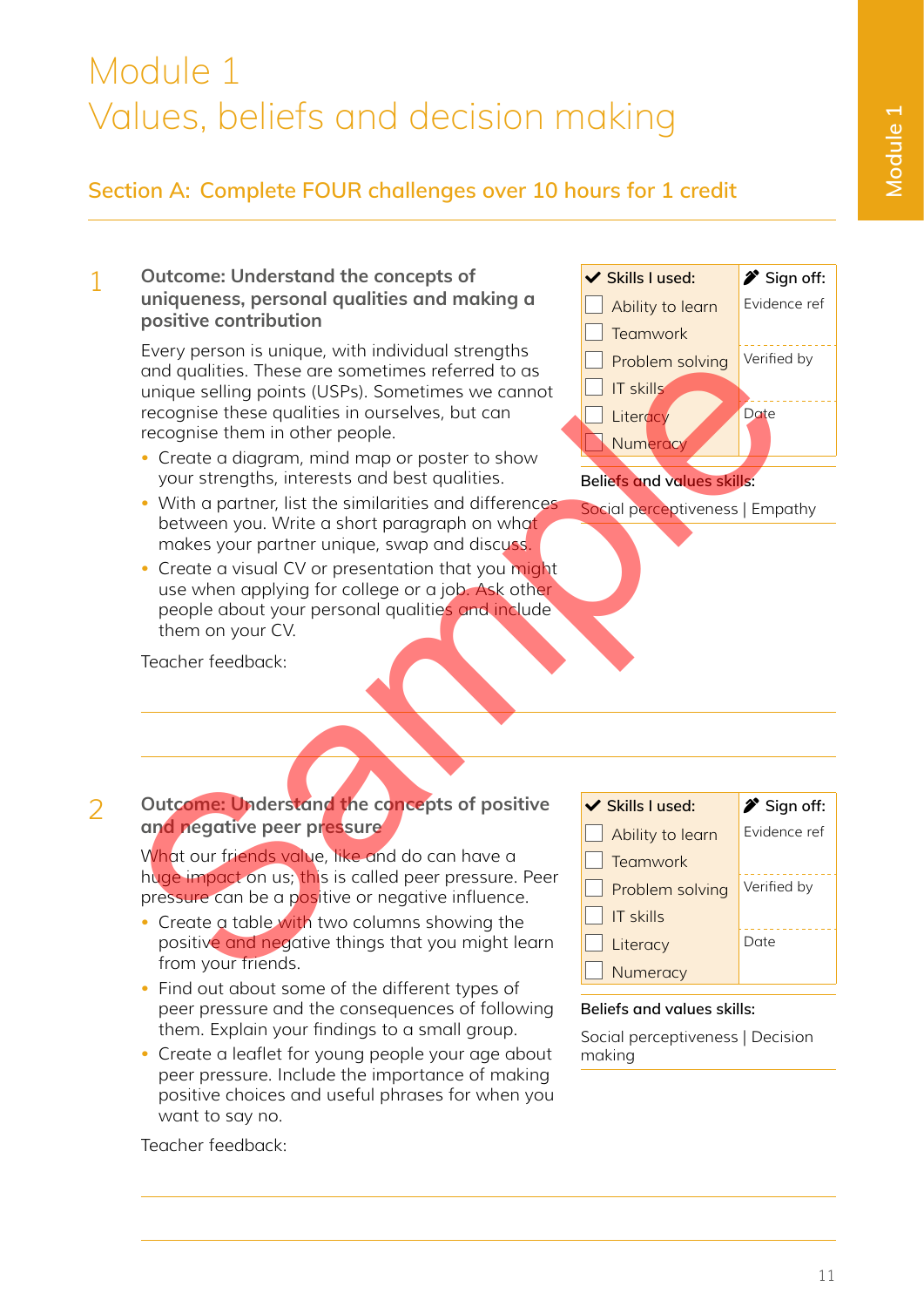# Module 1
# Values, beliefs and decision making

## Section A: Complete FOUR challenges over 10 hours for 1 credit

### 1 Outcome: Understand the concepts of uniqueness, personal qualities and making a positive contribution

Every person is unique, with individual strengths and qualities. These are sometimes referred to as unique selling points (USPs). Sometimes we cannot recognise these qualities in ourselves, but can recognise them in other people.

- Create a diagram, mind map or poster to show your strengths, interests and best qualities.
- With a partner, list the similarities and differences between you. Write a short paragraph on what makes your partner unique, swap and discuss.
- Create a visual CV or presentation that you might use when applying for college or a job. Ask other people about your personal qualities and include them on your CV.

Teacher feedback:

| ✔ Skills I used: | Sign off: |
| --- | --- |
| ☐ Ability to learn | Evidence ref |
| ☐ Teamwork | |
| ☐ Problem solving | Verified by |
| ☐ IT skills | |
| ☐ Literacy | Date |
| ☐ Numeracy | |

**Beliefs and values skills:**

Social perceptiveness | Empathy

### 2 Outcome: Understand the concepts of positive and negative peer pressure

What our friends value, like and do can have a huge impact on us; this is called peer pressure. Peer pressure can be a positive or negative influence.

- Create a table with two columns showing the positive and negative things that you might learn from your friends.
- Find out about some of the different types of peer pressure and the consequences of following them. Explain your findings to a small group.
- Create a leaflet for young people your age about peer pressure. Include the importance of making positive choices and useful phrases for when you want to say no.

Teacher feedback:

| ✔ Skills I used: | Sign off: |
| --- | --- |
| ☐ Ability to learn | Evidence ref |
| ☐ Teamwork | |
| ☐ Problem solving | Verified by |
| ☐ IT skills | |
| ☐ Literacy | Date |
| ☐ Numeracy | |

**Beliefs and values skills:**

Social perceptiveness | Decision making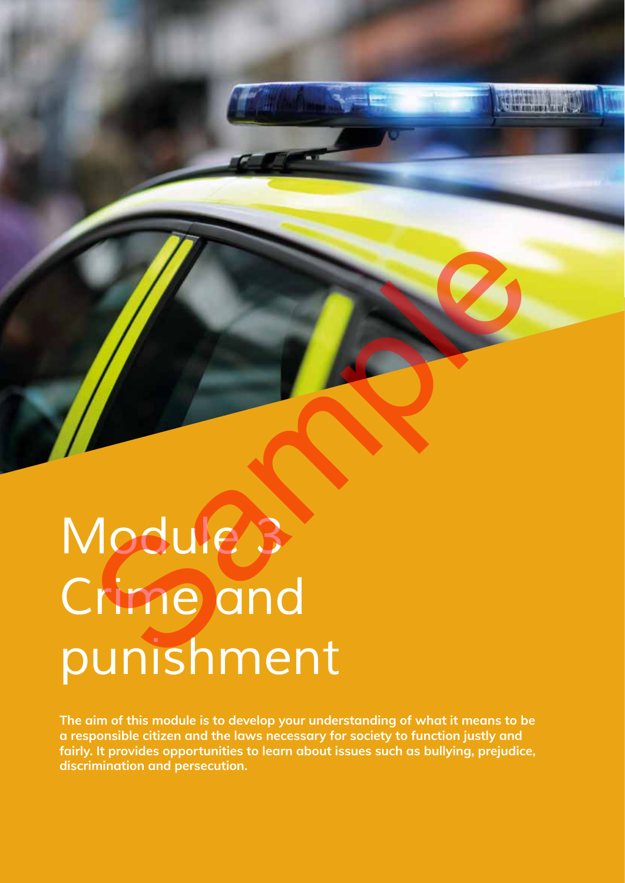# Module 3 Crime and punishment

**The aim of this module is to develop your understanding of what it means to be a responsible citizen and the laws necessary for society to function justly and fairly. It provides opportunities to learn about issues such as bullying, prejudice, discrimination and persecution.**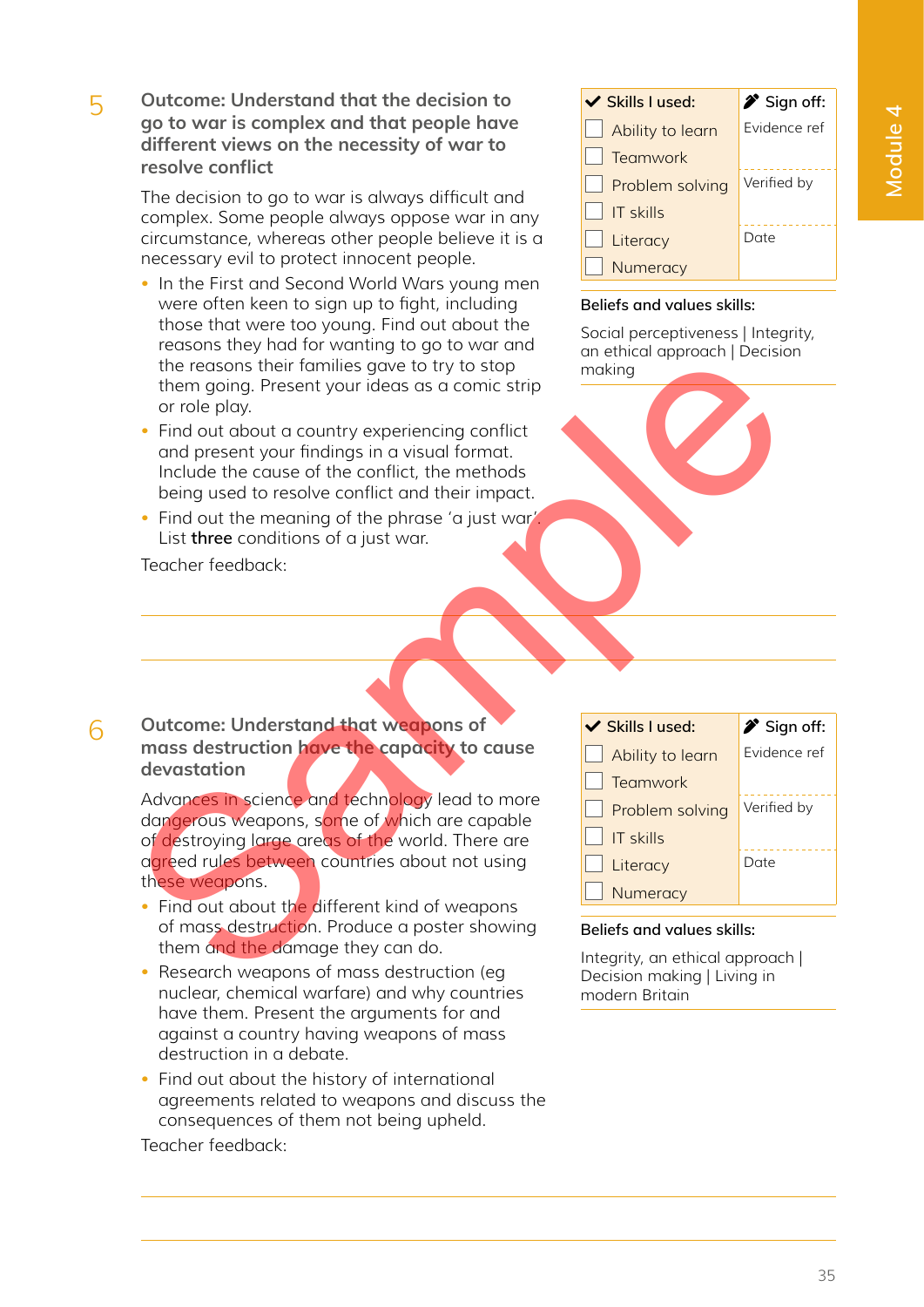## 5 Outcome: Understand that the decision to go to war is complex and that people have different views on the necessity of war to resolve conflict

The decision to go to war is always difficult and complex. Some people always oppose war in any circumstance, whereas other people believe it is a necessary evil to protect innocent people.

- In the First and Second World Wars young men were often keen to sign up to fight, including those that were too young. Find out about the reasons they had for wanting to go to war and the reasons their families gave to try to stop them going. Present your ideas as a comic strip or role play.
- Find out about a country experiencing conflict and present your findings in a visual format. Include the cause of the conflict, the methods being used to resolve conflict and their impact.
- Find out the meaning of the phrase 'a just war'. List **three** conditions of a just war.

Teacher feedback:

| ✔ Skills I used: | Sign off: |
|---|---|
| ☐ Ability to learn | Evidence ref |
| ☐ Teamwork | |
| ☐ Problem solving | Verified by |
| ☐ IT skills | |
| ☐ Literacy | Date |
| ☐ Numeracy | |

**Beliefs and values skills:**

Social perceptiveness | Integrity, an ethical approach | Decision making

## 6 Outcome: Understand that weapons of mass destruction have the capacity to cause devastation

Advances in science and technology lead to more dangerous weapons, some of which are capable of destroying large areas of the world. There are agreed rules between countries about not using these weapons.

- Find out about the different kind of weapons of mass destruction. Produce a poster showing them and the damage they can do.
- Research weapons of mass destruction (eg nuclear, chemical warfare) and why countries have them. Present the arguments for and against a country having weapons of mass destruction in a debate.
- Find out about the history of international agreements related to weapons and discuss the consequences of them not being upheld.

Teacher feedback:

| ✔ Skills I used: | Sign off: |
|---|---|
| ☐ Ability to learn | Evidence ref |
| ☐ Teamwork | |
| ☐ Problem solving | Verified by |
| ☐ IT skills | |
| ☐ Literacy | Date |
| ☐ Numeracy | |

**Beliefs and values skills:**

Integrity, an ethical approach | Decision making | Living in modern Britain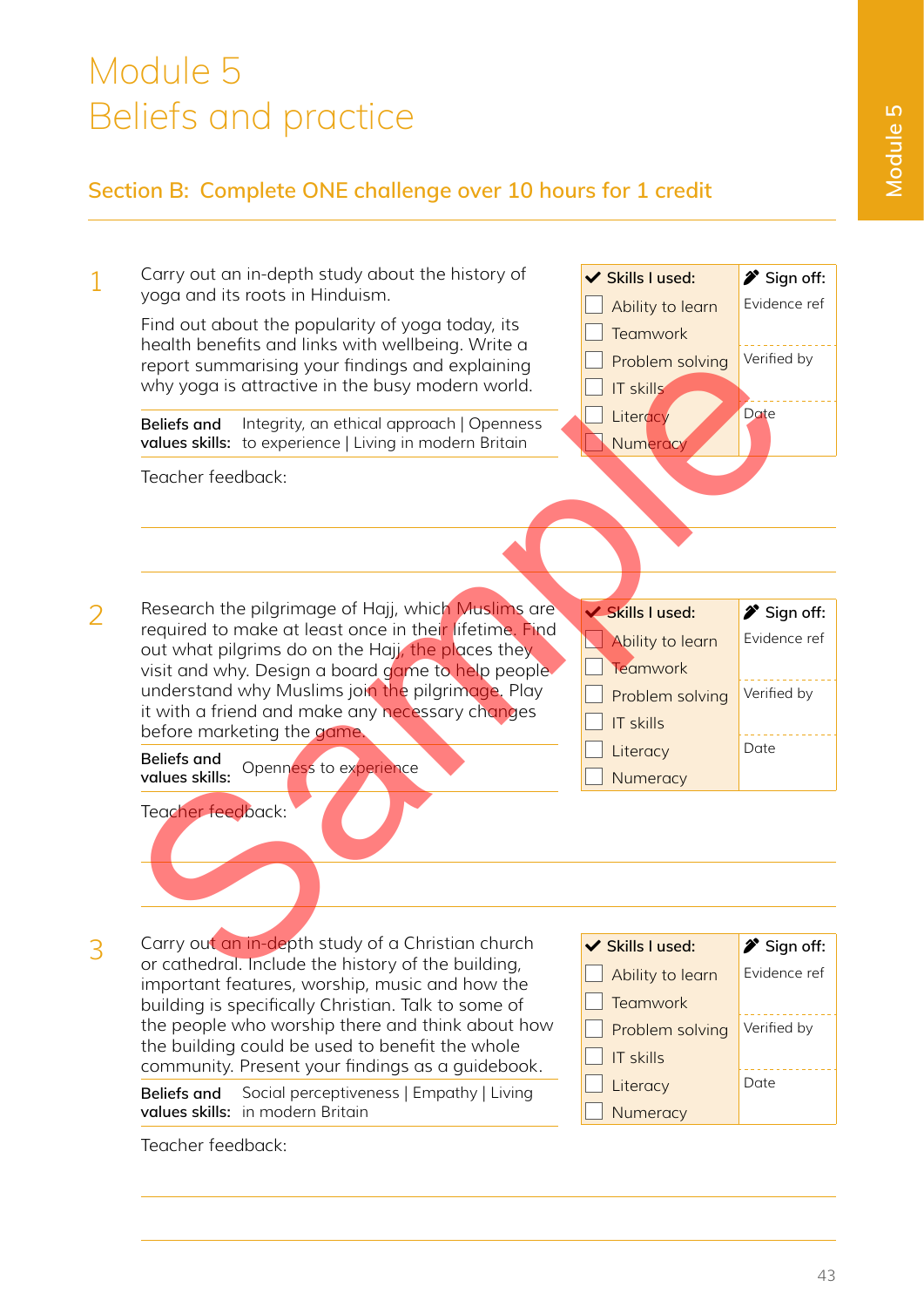# Module 5
# Beliefs and practice

## Section B: Complete ONE challenge over 10 hours for 1 credit

**1**

Carry out an in-depth study about the history of yoga and its roots in Hinduism.

Find out about the popularity of yoga today, its health benefits and links with wellbeing. Write a report summarising your findings and explaining why yoga is attractive in the busy modern world.

**Beliefs and values skills:** Integrity, an ethical approach | Openness to experience | Living in modern Britain

| ✔ Skills I used: | Sign off: |
|---|---|
| ☐ Ability to learn | Evidence ref |
| ☐ Teamwork | |
| ☐ Problem solving | Verified by |
| ☐ IT skills | |
| ☐ Literacy | Date |
| ☐ Numeracy | |

Teacher feedback:

**2**

Research the pilgrimage of Hajj, which Muslims are required to make at least once in their lifetime. Find out what pilgrims do on the Hajj, the places they visit and why. Design a board game to help people understand why Muslims join the pilgrimage. Play it with a friend and make any necessary changes before marketing the game.

**Beliefs and values skills:** Openness to experience

| ✔ Skills I used: | Sign off: |
|---|---|
| ☐ Ability to learn | Evidence ref |
| ☐ Teamwork | |
| ☐ Problem solving | Verified by |
| ☐ IT skills | |
| ☐ Literacy | Date |
| ☐ Numeracy | |

Teacher feedback:

**3**

Carry out an in-depth study of a Christian church or cathedral. Include the history of the building, important features, worship, music and how the building is specifically Christian. Talk to some of the people who worship there and think about how the building could be used to benefit the whole community. Present your findings as a guidebook.

**Beliefs and values skills:** Social perceptiveness | Empathy | Living in modern Britain

| ✔ Skills I used: | Sign off: |
|---|---|
| ☐ Ability to learn | Evidence ref |
| ☐ Teamwork | |
| ☐ Problem solving | Verified by |
| ☐ IT skills | |
| ☐ Literacy | Date |
| ☐ Numeracy | |

Teacher feedback: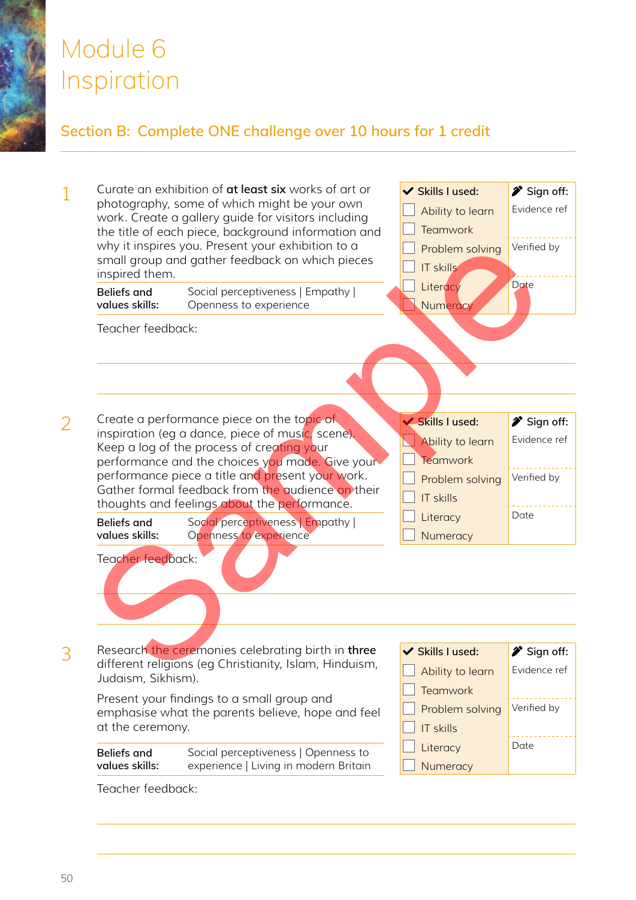# Module 6 Inspiration

## Section B: Complete ONE challenge over 10 hours for 1 credit

**1**

Curate an exhibition of **at least six** works of art or photography, some of which might be your own work. Create a gallery guide for visitors including the title of each piece, background information and why it inspires you. Present your exhibition to a small group and gather feedback on which pieces inspired them.

**Beliefs and values skills:** Social perceptiveness | Empathy | Openness to experience

| ✔ Skills I used: | ✎ Sign off: |
|---|---|
| ☐ Ability to learn | Evidence ref |
| ☐ Teamwork | |
| ☐ Problem solving | Verified by |
| ☐ IT skills | |
| ☐ Literacy | Date |
| ☐ Numeracy | |

Teacher feedback:

**2**

Create a performance piece on the topic of inspiration (eg a dance, piece of music, scene). Keep a log of the process of creating your performance and the choices you made. Give your performance piece a title and present your work. Gather formal feedback from the audience on their thoughts and feelings about the performance.

**Beliefs and values skills:** Social perceptiveness | Empathy | Openness to experience

| ✔ Skills I used: | ✎ Sign off: |
|---|---|
| ☐ Ability to learn | Evidence ref |
| ☐ Teamwork | |
| ☐ Problem solving | Verified by |
| ☐ IT skills | |
| ☐ Literacy | Date |
| ☐ Numeracy | |

Teacher feedback:

**3**

Research the ceremonies celebrating birth in **three** different religions (eg Christianity, Islam, Hinduism, Judaism, Sikhism).

Present your findings to a small group and emphasise what the parents believe, hope and feel at the ceremony.

**Beliefs and values skills:** Social perceptiveness | Openness to experience | Living in modern Britain

| ✔ Skills I used: | ✎ Sign off: |
|---|---|
| ☐ Ability to learn | Evidence ref |
| ☐ Teamwork | |
| ☐ Problem solving | Verified by |
| ☐ IT skills | |
| ☐ Literacy | Date |
| ☐ Numeracy | |

Teacher feedback: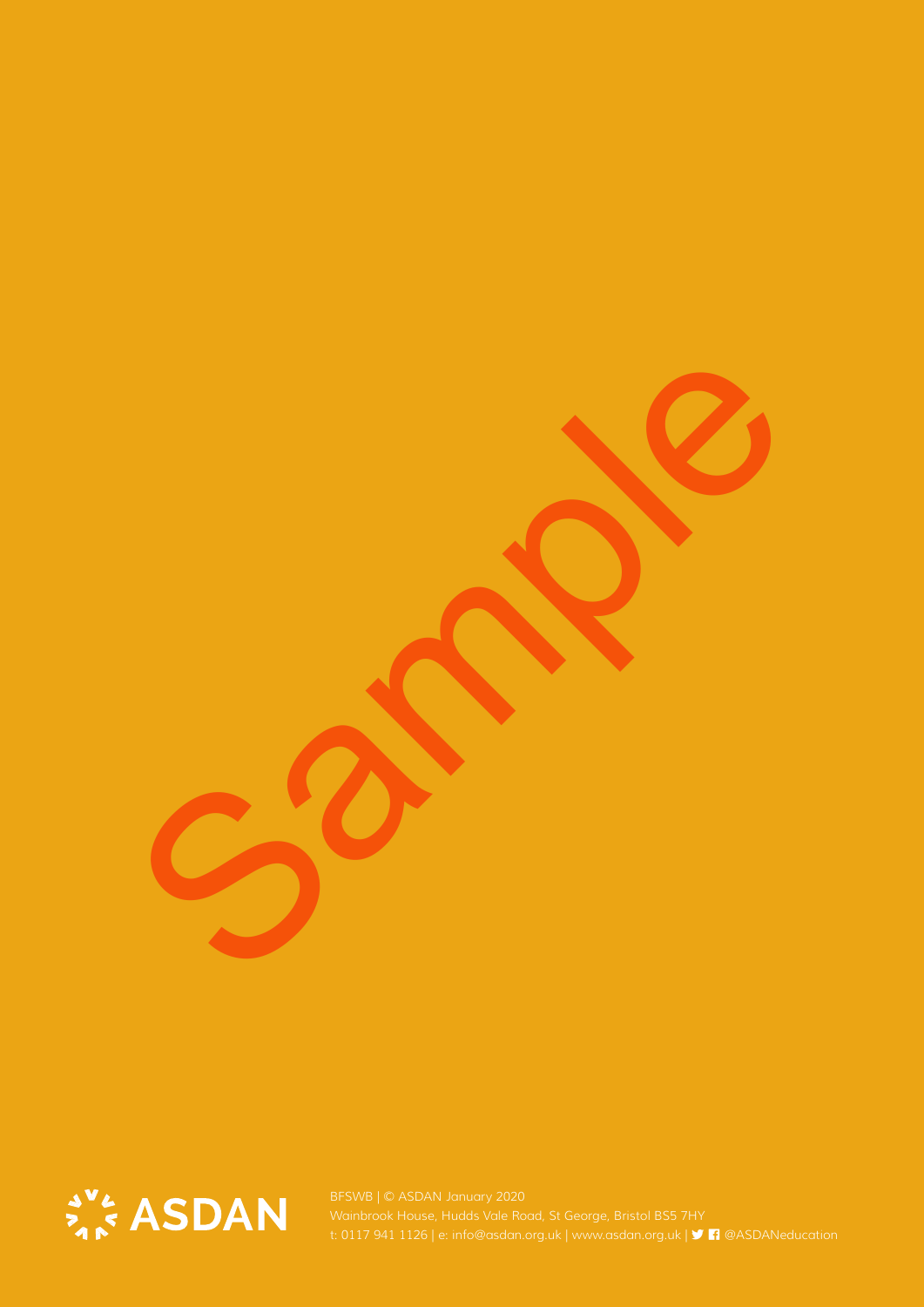Sample

ASDAN

BFSWB | © ASDAN January 2020
Wainbrook House, Hudds Vale Road, St George, Bristol BS5 7HY
t: 0117 941 1126 | e: info@asdan.org.uk | www.asdan.org.uk | @ASDANeducation